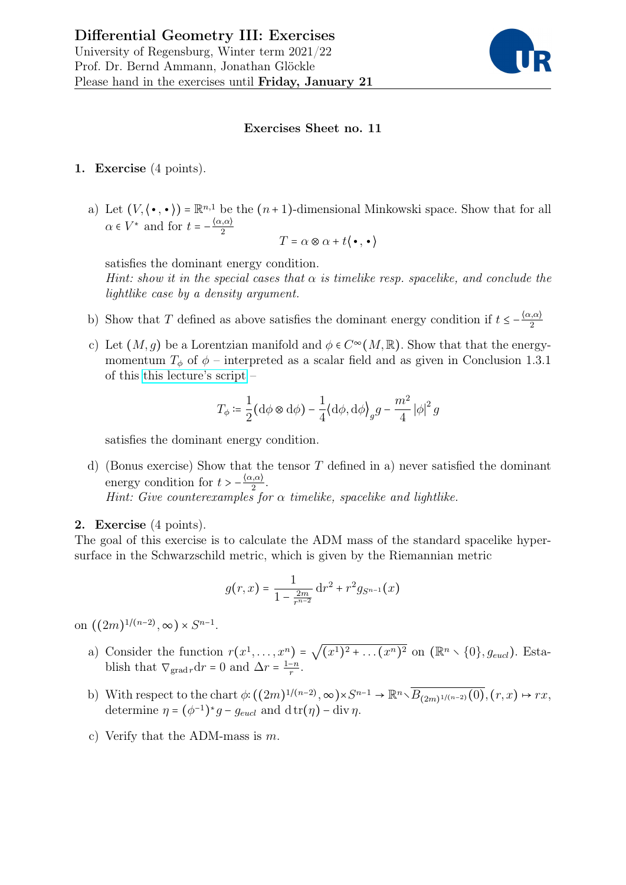# Differential Geometry III: Exercises

University of Regensburg, Winter term 2021/22
Prof. Dr. Bernd Ammann, Jonathan Glöckle
Please hand in the exercises until **Friday, January 21**

## Exercises Sheet no. 11

**1. Exercise** (4 points).

a) Let $(V, \langle \bullet, \bullet \rangle) = \mathbb{R}^{n,1}$ be the $(n+1)$-dimensional Minkowski space. Show that for all $\alpha \in V^*$ and for $t = -\frac{\langle \alpha, \alpha \rangle}{2}$

$$T = \alpha \otimes \alpha + t\langle \bullet, \bullet \rangle$$

satisfies the dominant energy condition.
*Hint: show it in the special cases that $\alpha$ is timelike resp. spacelike, and conclude the lightlike case by a density argument.*

b) Show that $T$ defined as above satisfies the dominant energy condition if $t \leq -\frac{\langle \alpha, \alpha \rangle}{2}$

c) Let $(M, g)$ be a Lorentzian manifold and $\phi \in C^\infty(M, \mathbb{R})$. Show that that the energy-momentum $T_\phi$ of $\phi$ – interpreted as a scalar field and as given in Conclusion 1.3.1 of this this lecture's script –

$$T_\phi := \frac{1}{2}(\mathrm{d}\phi \otimes \mathrm{d}\phi) - \frac{1}{4}\langle \mathrm{d}\phi, \mathrm{d}\phi \rangle_g g - \frac{m^2}{4}|\phi|^2 g$$

satisfies the dominant energy condition.

d) (Bonus exercise) Show that the tensor $T$ defined in a) never satisfied the dominant energy condition for $t > -\frac{\langle \alpha, \alpha \rangle}{2}$.
*Hint: Give counterexamples for $\alpha$ timelike, spacelike and lightlike.*

**2. Exercise** (4 points).
The goal of this exercise is to calculate the ADM mass of the standard spacelike hypersurface in the Schwarzschild metric, which is given by the Riemannian metric

$$g(r, x) = \frac{1}{1 - \frac{2m}{r^{n-2}}}\,\mathrm{d}r^2 + r^2 g_{S^{n-1}}(x)$$

on $((2m)^{1/(n-2)}, \infty) \times S^{n-1}$.

a) Consider the function $r(x^1, \ldots, x^n) = \sqrt{(x^1)^2 + \ldots (x^n)^2}$ on $(\mathbb{R}^n \setminus \{0\}, g_{eucl})$. Establish that $\nabla_{\operatorname{grad} r}\mathrm{d}r = 0$ and $\Delta r = \frac{1-n}{r}$.

b) With respect to the chart $\phi\colon ((2m)^{1/(n-2)}, \infty) \times S^{n-1} \to \mathbb{R}^n \setminus \overline{B_{(2m)^{1/(n-2)}}(0)}, (r, x) \mapsto rx$, determine $\eta = (\phi^{-1})^* g - g_{eucl}$ and $\mathrm{d}\operatorname{tr}(\eta) - \operatorname{div}\eta$.

c) Verify that the ADM-mass is $m$.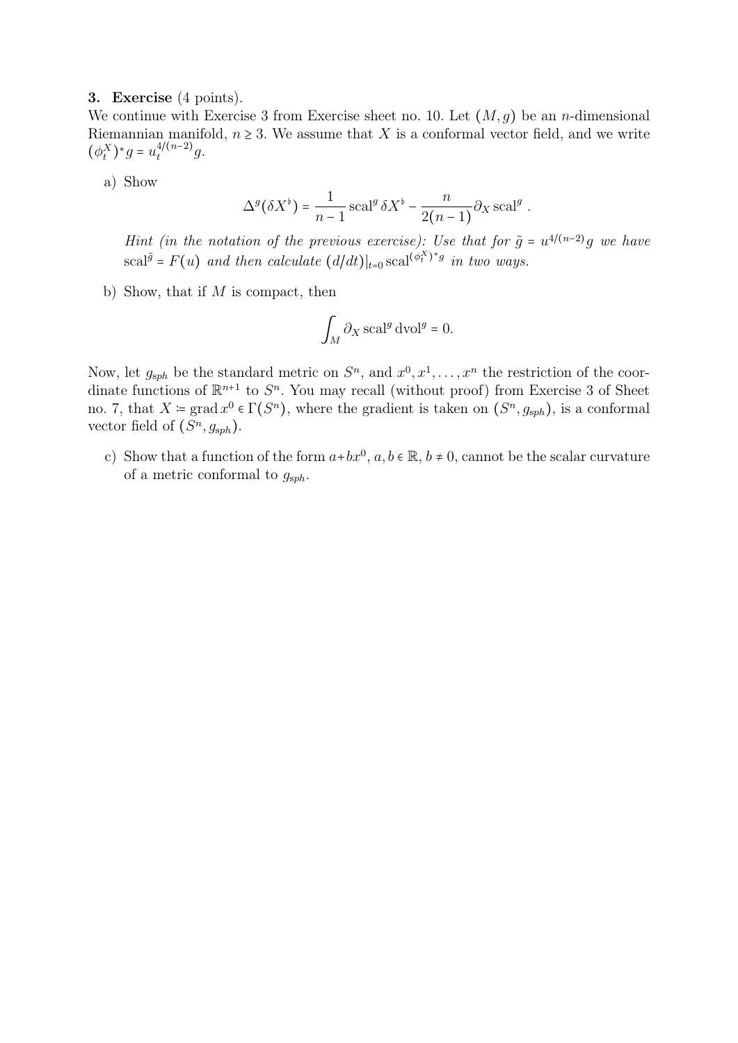**3. Exercise** (4 points).
We continue with Exercise 3 from Exercise sheet no. 10. Let $(M,g)$ be an $n$-dimensional Riemannian manifold, $n \geq 3$. We assume that $X$ is a conformal vector field, and we write $(\phi_t^X)^* g = u_t^{4/(n-2)} g$.

a) Show

$$\Delta^g(\delta X^\flat) = \frac{1}{n-1} \operatorname{scal}^g \delta X^\flat - \frac{n}{2(n-1)} \partial_X \operatorname{scal}^g .$$

*Hint (in the notation of the previous exercise): Use that for $\tilde{g} = u^{4/(n-2)} g$ we have* $\operatorname{scal}^{\tilde{g}} = F(u)$ *and then calculate* $(d/dt)|_{t=0} \operatorname{scal}^{(\phi_t^X)^* g}$ *in two ways.*

b) Show, that if $M$ is compact, then

$$\int_M \partial_X \operatorname{scal}^g \operatorname{dvol}^g = 0.$$

Now, let $g_{sph}$ be the standard metric on $S^n$, and $x^0, x^1, \ldots, x^n$ the restriction of the coordinate functions of $\mathbb{R}^{n+1}$ to $S^n$. You may recall (without proof) from Exercise 3 of Sheet no. 7, that $X \coloneqq \operatorname{grad} x^0 \in \Gamma(S^n)$, where the gradient is taken on $(S^n, g_{sph})$, is a conformal vector field of $(S^n, g_{sph})$.

c) Show that a function of the form $a + bx^0$, $a, b \in \mathbb{R}$, $b \neq 0$, cannot be the scalar curvature of a metric conformal to $g_{sph}$.